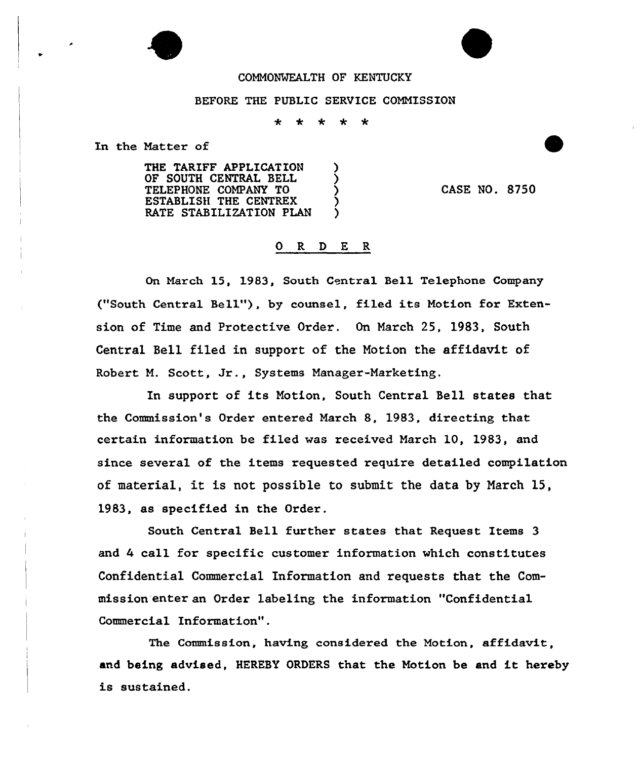COMMONWEALTH OF KENTUCKY

BEFORE THE PUBLIC SERVICE COMMISSION

\* \* \* \* \*

In the Matter of

THE TARIFF APPLICATION OF SOUTH CENTRAL BELL TELEPHONE COMPANY TO ESTABLISH THE CENTREX RATE STABILIZATION PLAN ) CASE NO. 8750

## O R D E R

On March 15, 1983, South Central Bell Telephone Company ("South Central Bell"), by counsel, filed its Motion for Extension of Time and Protective Order. On March 25, 1983, South Central Bell filed in support of the Motion the affidavit of Robert M. Scott, Jr., Systems Manager-Marketing.

In support of its Motion, South Central Bell states that the Commission's Order entered March 8, 1983, directing that certain information be filed was received March 10, 1983, and since several of the items requested require detailed compilation of material, it is not possible to submit the data by March 15, 1983, as specified in the Order.

South Central Bell further states that Request Items 3 and 4 call for specific customer information which constitutes Confidential Commercial Information and requests that the Commission enter an Order labeling the information "Confidential Commercial Information".

The Commission, having considered the Motion, affidavit, and being advised, HEREBY ORDERS that the Motion be and it hereby is sustained.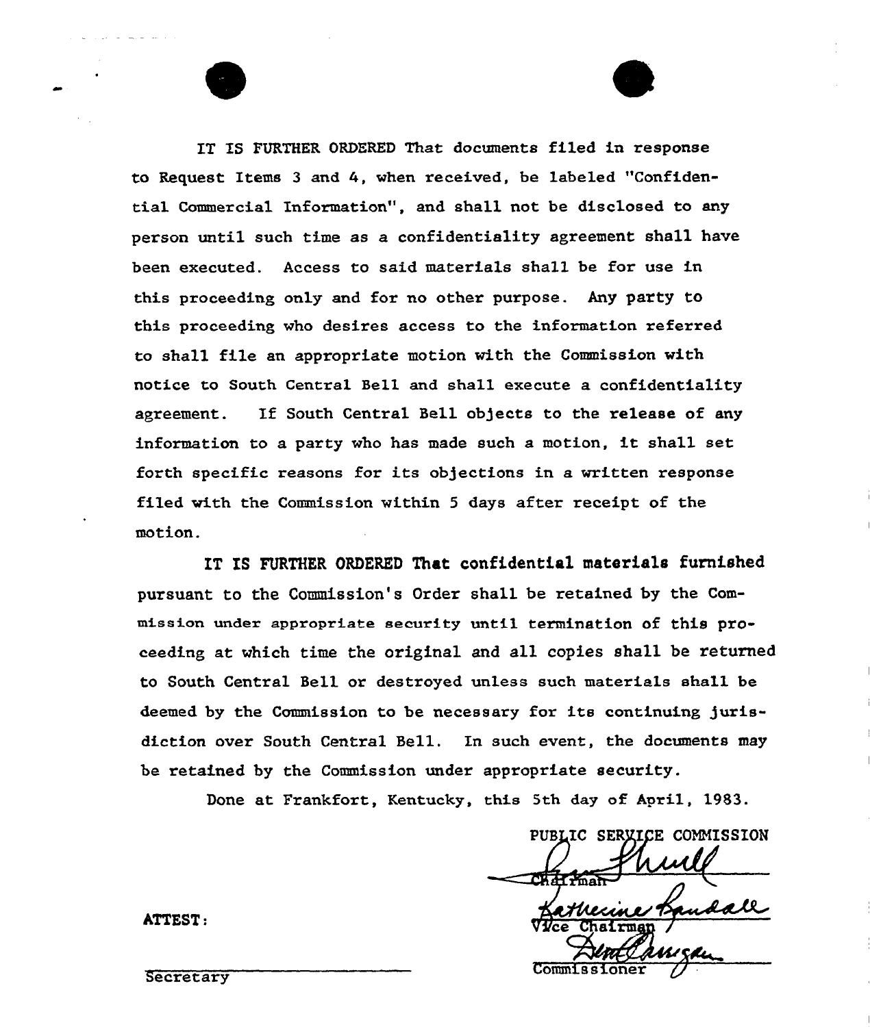IT IS FURTHER ORDERED That documents filed in response to Request Items 3 and 4, when received, be labeled "Confidential Commercial Information", and shall not be disclosed to any person until such time as a confidentiality agreement shall have been executed. Access to said materials shall be for use in this proceeding only and for no other purpose. Any party to this proceeding who desires access to the information referred to shall file an appropriate motion with the Commission with notice to South Central Bell and shall execute a confidentiality agreement. If South Central Bell objects to the release of any information to a party who has made such a motion, it shall set forth specific reasons for its objections in a written response filed with the Commission within 5 days after receipt of the motion.

IT IS FURTHER ORDERED That confidential materials furnished pursuant to the Commission's Order shall be retained by the Commission under appropriate security until termination of this proceeding at which time the original and all copies shall be returned to South Central Bell or destroyed unless such materials shall be deemed by the Commission to be necessary for its continuing jurisdiction over South Central Bell. In such event, the documents may be retained by the Commission under appropriate security.

Done at Frankfort, Kentucky, this 5th day of April, 1983.

PUBLIC SERVICE COMMISSION

Chairman

Vice Chairman

Commissioner

ATTEST:

Secretary